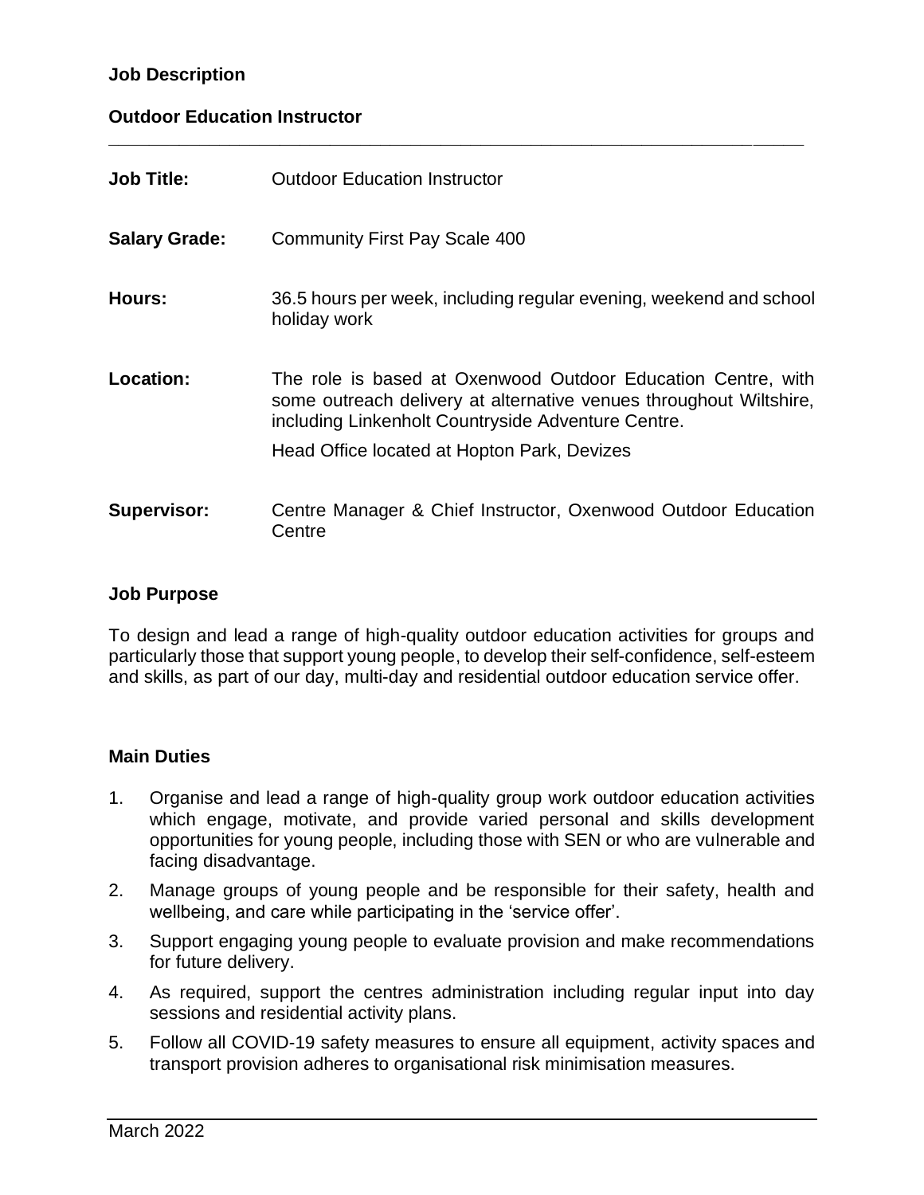# Job Description

## Outdoor Education Instructor

---

| | |
|---|---|
| **Job Title:** | Outdoor Education Instructor |
| **Salary Grade:** | Community First Pay Scale 400 |
| **Hours:** | 36.5 hours per week, including regular evening, weekend and school holiday work |
| **Location:** | The role is based at Oxenwood Outdoor Education Centre, with some outreach delivery at alternative venues throughout Wiltshire, including Linkenholt Countryside Adventure Centre.<br>Head Office located at Hopton Park, Devizes |
| **Supervisor:** | Centre Manager & Chief Instructor, Oxenwood Outdoor Education Centre |

### Job Purpose

To design and lead a range of high-quality outdoor education activities for groups and particularly those that support young people, to develop their self-confidence, self-esteem and skills, as part of our day, multi-day and residential outdoor education service offer.

### Main Duties

1. Organise and lead a range of high-quality group work outdoor education activities which engage, motivate, and provide varied personal and skills development opportunities for young people, including those with SEN or who are vulnerable and facing disadvantage.
2. Manage groups of young people and be responsible for their safety, health and wellbeing, and care while participating in the 'service offer'.
3. Support engaging young people to evaluate provision and make recommendations for future delivery.
4. As required, support the centres administration including regular input into day sessions and residential activity plans.
5. Follow all COVID-19 safety measures to ensure all equipment, activity spaces and transport provision adheres to organisational risk minimisation measures.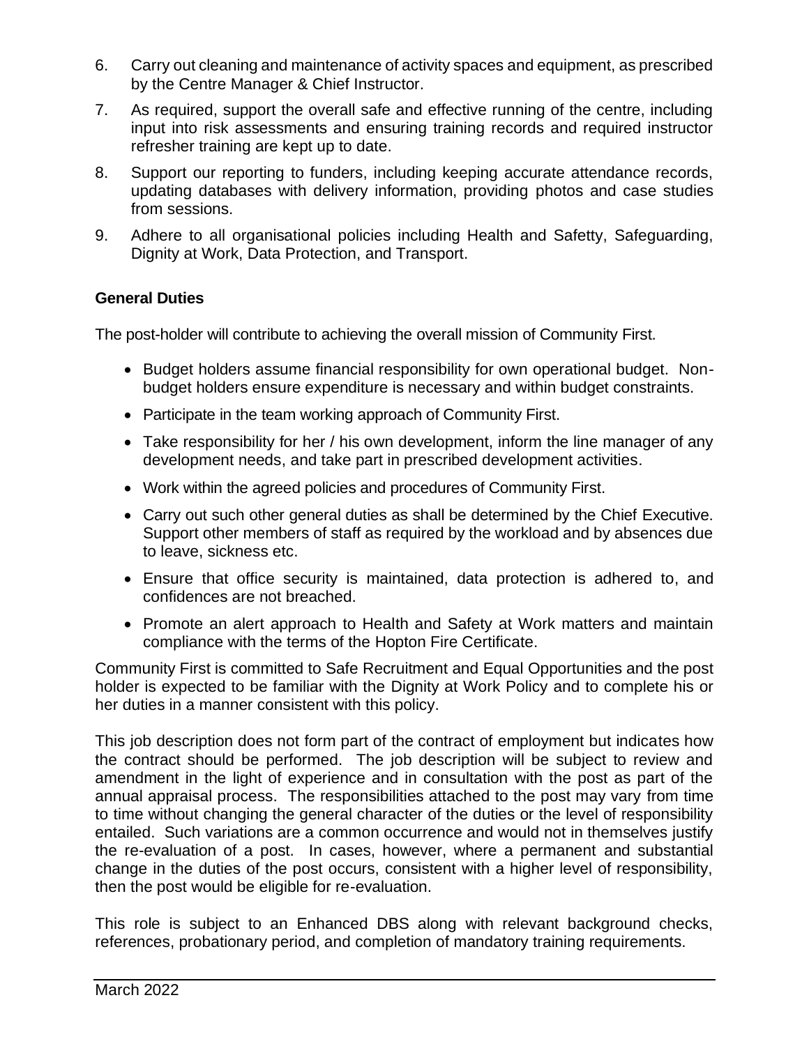6. Carry out cleaning and maintenance of activity spaces and equipment, as prescribed by the Centre Manager & Chief Instructor.
7. As required, support the overall safe and effective running of the centre, including input into risk assessments and ensuring training records and required instructor refresher training are kept up to date.
8. Support our reporting to funders, including keeping accurate attendance records, updating databases with delivery information, providing photos and case studies from sessions.
9. Adhere to all organisational policies including Health and Safetty, Safeguarding, Dignity at Work, Data Protection, and Transport.

**General Duties**

The post-holder will contribute to achieving the overall mission of Community First.

- Budget holders assume financial responsibility for own operational budget. Non-budget holders ensure expenditure is necessary and within budget constraints.
- Participate in the team working approach of Community First.
- Take responsibility for her / his own development, inform the line manager of any development needs, and take part in prescribed development activities.
- Work within the agreed policies and procedures of Community First.
- Carry out such other general duties as shall be determined by the Chief Executive. Support other members of staff as required by the workload and by absences due to leave, sickness etc.
- Ensure that office security is maintained, data protection is adhered to, and confidences are not breached.
- Promote an alert approach to Health and Safety at Work matters and maintain compliance with the terms of the Hopton Fire Certificate.

Community First is committed to Safe Recruitment and Equal Opportunities and the post holder is expected to be familiar with the Dignity at Work Policy and to complete his or her duties in a manner consistent with this policy.

This job description does not form part of the contract of employment but indicates how the contract should be performed. The job description will be subject to review and amendment in the light of experience and in consultation with the post as part of the annual appraisal process. The responsibilities attached to the post may vary from time to time without changing the general character of the duties or the level of responsibility entailed. Such variations are a common occurrence and would not in themselves justify the re-evaluation of a post. In cases, however, where a permanent and substantial change in the duties of the post occurs, consistent with a higher level of responsibility, then the post would be eligible for re-evaluation.

This role is subject to an Enhanced DBS along with relevant background checks, references, probationary period, and completion of mandatory training requirements.

March 2022